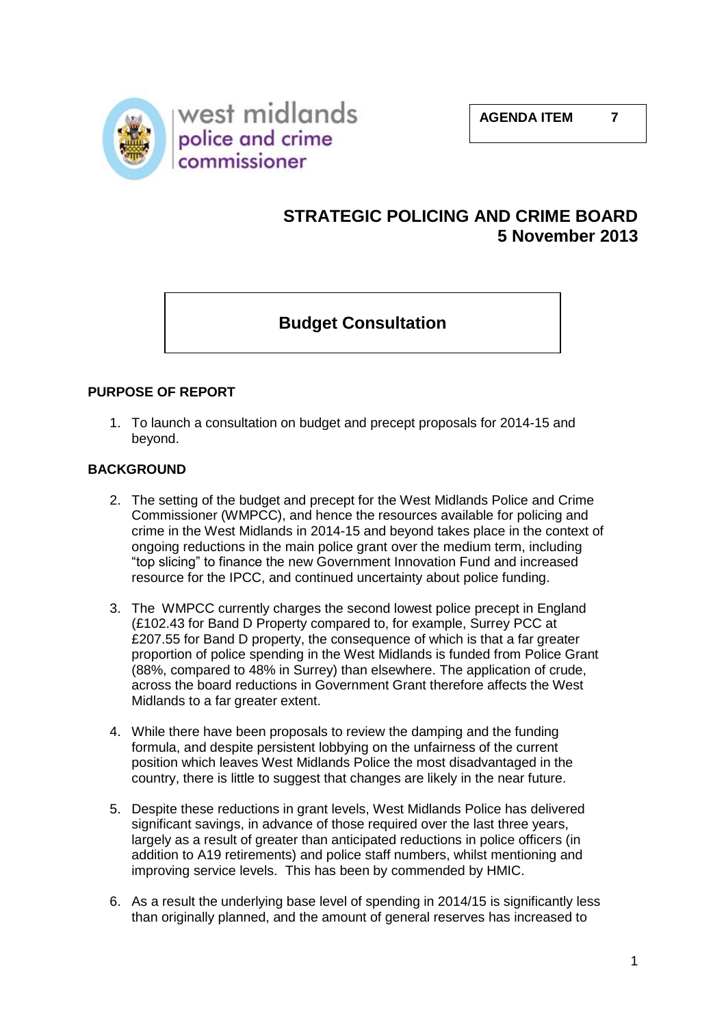west midlands police and crime commissioner

**AGENDA ITEM 7**

## STRATEGIC POLICING AND CRIME BOARD
## 5 November 2013

# Budget Consultation

### PURPOSE OF REPORT

1. To launch a consultation on budget and precept proposals for 2014-15 and beyond.

### BACKGROUND

2. The setting of the budget and precept for the West Midlands Police and Crime Commissioner (WMPCC), and hence the resources available for policing and crime in the West Midlands in 2014-15 and beyond takes place in the context of ongoing reductions in the main police grant over the medium term, including "top slicing" to finance the new Government Innovation Fund and increased resource for the IPCC, and continued uncertainty about police funding.

3. The WMPCC currently charges the second lowest police precept in England (£102.43 for Band D Property compared to, for example, Surrey PCC at £207.55 for Band D property, the consequence of which is that a far greater proportion of police spending in the West Midlands is funded from Police Grant (88%, compared to 48% in Surrey) than elsewhere. The application of crude, across the board reductions in Government Grant therefore affects the West Midlands to a far greater extent.

4. While there have been proposals to review the damping and the funding formula, and despite persistent lobbying on the unfairness of the current position which leaves West Midlands Police the most disadvantaged in the country, there is little to suggest that changes are likely in the near future.

5. Despite these reductions in grant levels, West Midlands Police has delivered significant savings, in advance of those required over the last three years, largely as a result of greater than anticipated reductions in police officers (in addition to A19 retirements) and police staff numbers, whilst mentioning and improving service levels. This has been by commended by HMIC.

6. As a result the underlying base level of spending in 2014/15 is significantly less than originally planned, and the amount of general reserves has increased to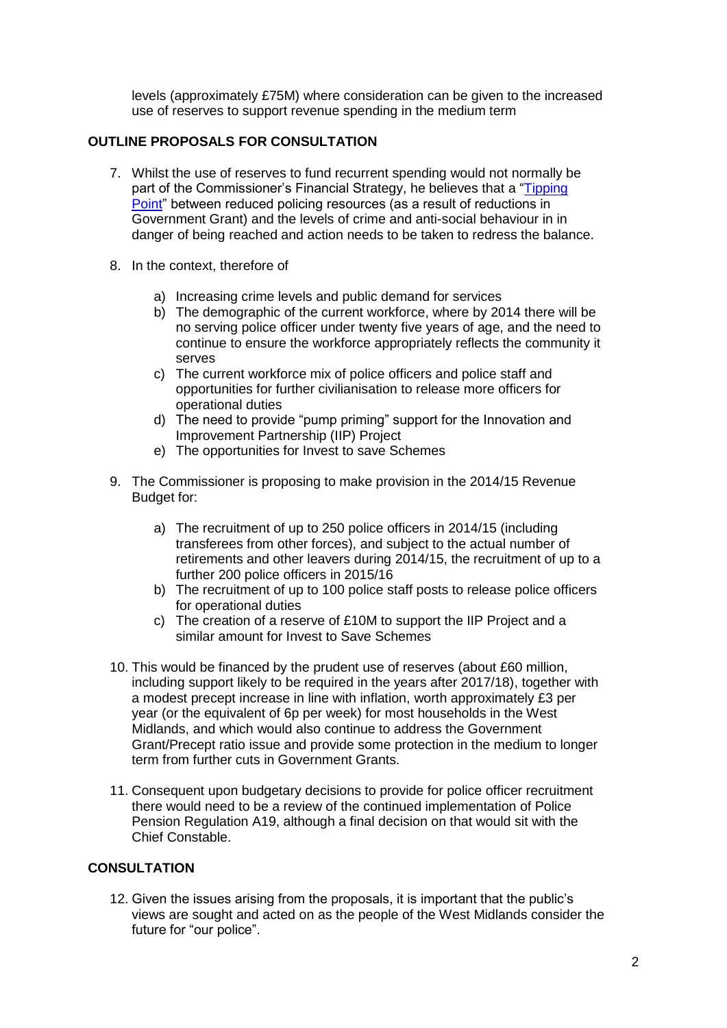levels (approximately £75M) where consideration can be given to the increased use of reserves to support revenue spending in the medium term

## OUTLINE PROPOSALS FOR CONSULTATION

7. Whilst the use of reserves to fund recurrent spending would not normally be part of the Commissioner's Financial Strategy, he believes that a "Tipping Point" between reduced policing resources (as a result of reductions in Government Grant) and the levels of crime and anti-social behaviour in in danger of being reached and action needs to be taken to redress the balance.

8. In the context, therefore of

   a) Increasing crime levels and public demand for services
   b) The demographic of the current workforce, where by 2014 there will be no serving police officer under twenty five years of age, and the need to continue to ensure the workforce appropriately reflects the community it serves
   c) The current workforce mix of police officers and police staff and opportunities for further civilianisation to release more officers for operational duties
   d) The need to provide "pump priming" support for the Innovation and Improvement Partnership (IIP) Project
   e) The opportunities for Invest to save Schemes

9. The Commissioner is proposing to make provision in the 2014/15 Revenue Budget for:

   a) The recruitment of up to 250 police officers in 2014/15 (including transferees from other forces), and subject to the actual number of retirements and other leavers during 2014/15, the recruitment of up to a further 200 police officers in 2015/16
   b) The recruitment of up to 100 police staff posts to release police officers for operational duties
   c) The creation of a reserve of £10M to support the IIP Project and a similar amount for Invest to Save Schemes

10. This would be financed by the prudent use of reserves (about £60 million, including support likely to be required in the years after 2017/18), together with a modest precept increase in line with inflation, worth approximately £3 per year (or the equivalent of 6p per week) for most households in the West Midlands, and which would also continue to address the Government Grant/Precept ratio issue and provide some protection in the medium to longer term from further cuts in Government Grants.

11. Consequent upon budgetary decisions to provide for police officer recruitment there would need to be a review of the continued implementation of Police Pension Regulation A19, although a final decision on that would sit with the Chief Constable.

## CONSULTATION

12. Given the issues arising from the proposals, it is important that the public's views are sought and acted on as the people of the West Midlands consider the future for "our police".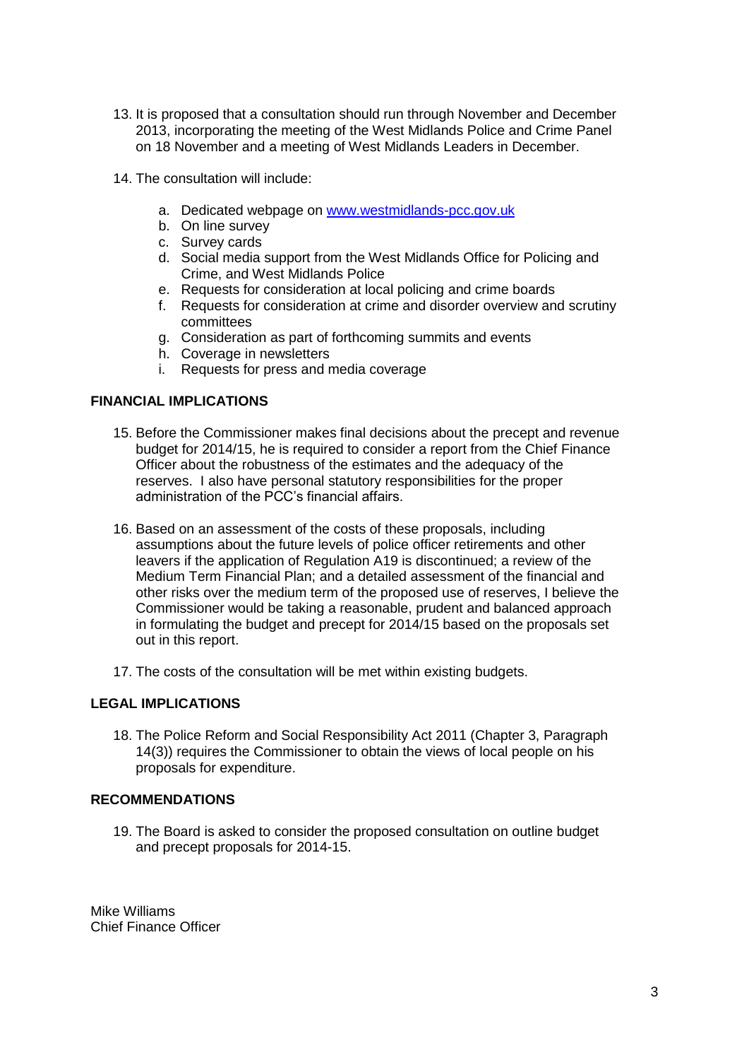13. It is proposed that a consultation should run through November and December 2013, incorporating the meeting of the West Midlands Police and Crime Panel on 18 November and a meeting of West Midlands Leaders in December.

14. The consultation will include:

    a. Dedicated webpage on [www.westmidlands-pcc.gov.uk](http://www.westmidlands-pcc.gov.uk)
    b. On line survey
    c. Survey cards
    d. Social media support from the West Midlands Office for Policing and Crime, and West Midlands Police
    e. Requests for consideration at local policing and crime boards
    f. Requests for consideration at crime and disorder overview and scrutiny committees
    g. Consideration as part of forthcoming summits and events
    h. Coverage in newsletters
    i. Requests for press and media coverage

## FINANCIAL IMPLICATIONS

15. Before the Commissioner makes final decisions about the precept and revenue budget for 2014/15, he is required to consider a report from the Chief Finance Officer about the robustness of the estimates and the adequacy of the reserves. I also have personal statutory responsibilities for the proper administration of the PCC's financial affairs.

16. Based on an assessment of the costs of these proposals, including assumptions about the future levels of police officer retirements and other leavers if the application of Regulation A19 is discontinued; a review of the Medium Term Financial Plan; and a detailed assessment of the financial and other risks over the medium term of the proposed use of reserves, I believe the Commissioner would be taking a reasonable, prudent and balanced approach in formulating the budget and precept for 2014/15 based on the proposals set out in this report.

17. The costs of the consultation will be met within existing budgets.

## LEGAL IMPLICATIONS

18. The Police Reform and Social Responsibility Act 2011 (Chapter 3, Paragraph 14(3)) requires the Commissioner to obtain the views of local people on his proposals for expenditure.

## RECOMMENDATIONS

19. The Board is asked to consider the proposed consultation on outline budget and precept proposals for 2014-15.

Mike Williams
Chief Finance Officer